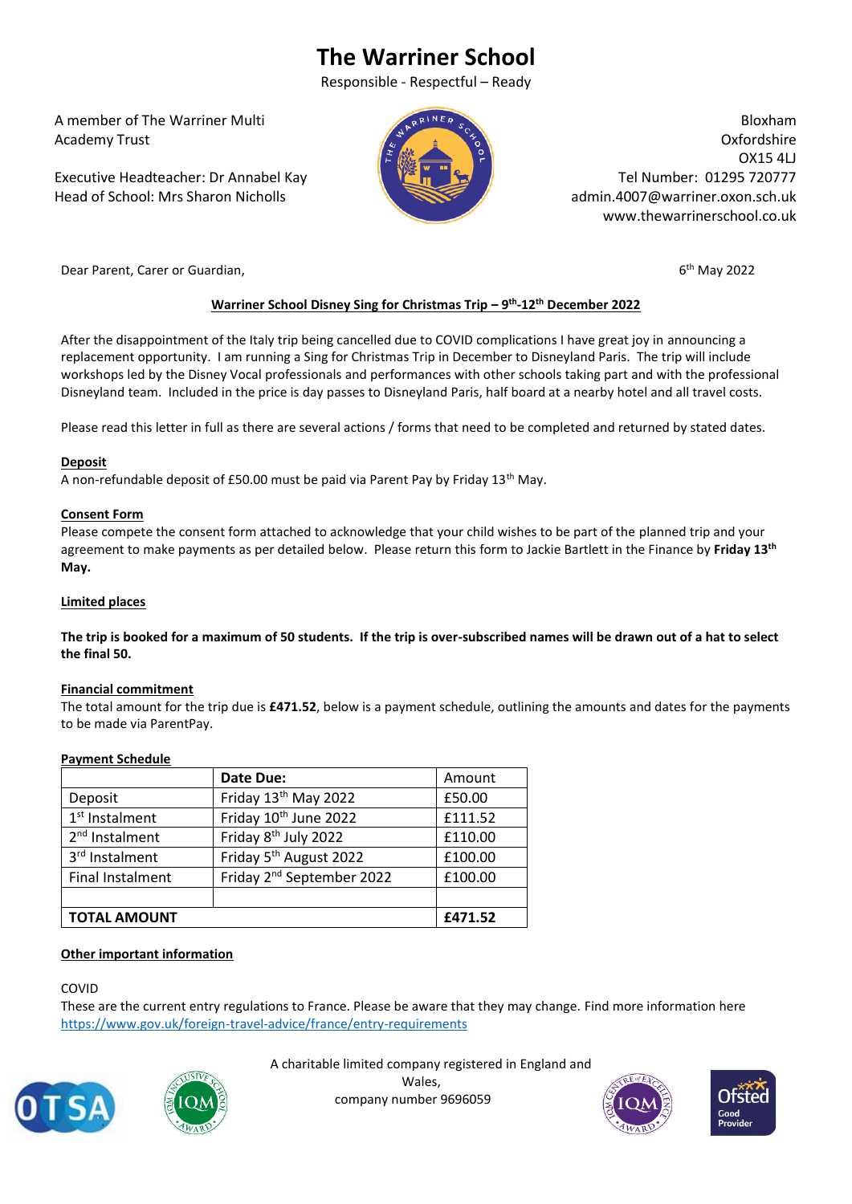# The Warriner School

Responsible - Respectful – Ready

A member of The Warriner Multi Academy Trust

Executive Headteacher: Dr Annabel Kay
Head of School: Mrs Sharon Nicholls

Bloxham
Oxfordshire
OX15 4LJ
Tel Number: 01295 720777
admin.4007@warriner.oxon.sch.uk
www.thewarrinerschool.co.uk

Dear Parent, Carer or Guardian,

6th May 2022

**Warriner School Disney Sing for Christmas Trip – 9th-12th December 2022**

After the disappointment of the Italy trip being cancelled due to COVID complications I have great joy in announcing a replacement opportunity. I am running a Sing for Christmas Trip in December to Disneyland Paris. The trip will include workshops led by the Disney Vocal professionals and performances with other schools taking part and with the professional Disneyland team. Included in the price is day passes to Disneyland Paris, half board at a nearby hotel and all travel costs.

Please read this letter in full as there are several actions / forms that need to be completed and returned by stated dates.

**Deposit**

A non-refundable deposit of £50.00 must be paid via Parent Pay by Friday 13th May.

**Consent Form**

Please compete the consent form attached to acknowledge that your child wishes to be part of the planned trip and your agreement to make payments as per detailed below. Please return this form to Jackie Bartlett in the Finance by **Friday 13th May.**

**Limited places**

**The trip is booked for a maximum of 50 students. If the trip is over-subscribed names will be drawn out of a hat to select the final 50.**

**Financial commitment**

The total amount for the trip due is **£471.52**, below is a payment schedule, outlining the amounts and dates for the payments to be made via ParentPay.

**Payment Schedule**

| | **Date Due:** | Amount |
|---|---|---|
| Deposit | Friday 13th May 2022 | £50.00 |
| 1st Instalment | Friday 10th June 2022 | £111.52 |
| 2nd Instalment | Friday 8th July 2022 | £110.00 |
| 3rd Instalment | Friday 5th August 2022 | £100.00 |
| Final Instalment | Friday 2nd September 2022 | £100.00 |
| | | |
| **TOTAL AMOUNT** | | **£471.52** |

**Other important information**

COVID

These are the current entry regulations to France. Please be aware that they may change. Find more information here https://www.gov.uk/foreign-travel-advice/france/entry-requirements

A charitable limited company registered in England and Wales,
company number 9696059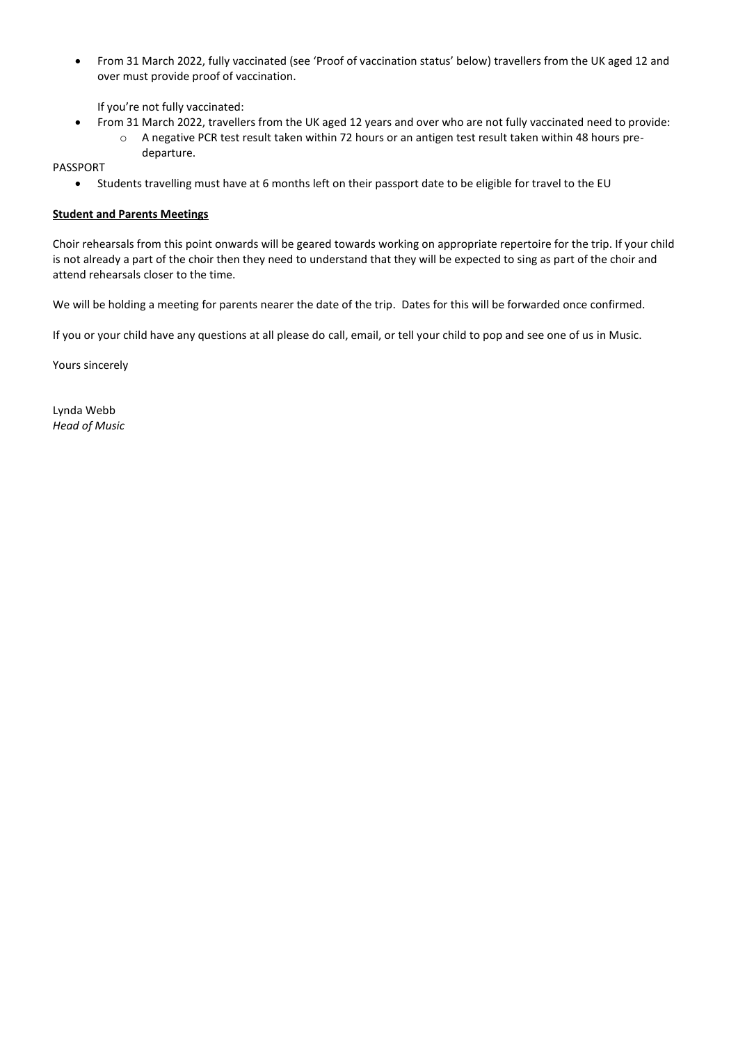- From 31 March 2022, fully vaccinated (see 'Proof of vaccination status' below) travellers from the UK aged 12 and over must provide proof of vaccination.

  If you're not fully vaccinated:

- From 31 March 2022, travellers from the UK aged 12 years and over who are not fully vaccinated need to provide:
  - A negative PCR test result taken within 72 hours or an antigen test result taken within 48 hours pre-departure.

PASSPORT

- Students travelling must have at 6 months left on their passport date to be eligible for travel to the EU

**Student and Parents Meetings**

Choir rehearsals from this point onwards will be geared towards working on appropriate repertoire for the trip. If your child is not already a part of the choir then they need to understand that they will be expected to sing as part of the choir and attend rehearsals closer to the time.

We will be holding a meeting for parents nearer the date of the trip. Dates for this will be forwarded once confirmed.

If you or your child have any questions at all please do call, email, or tell your child to pop and see one of us in Music.

Yours sincerely

Lynda Webb
*Head of Music*